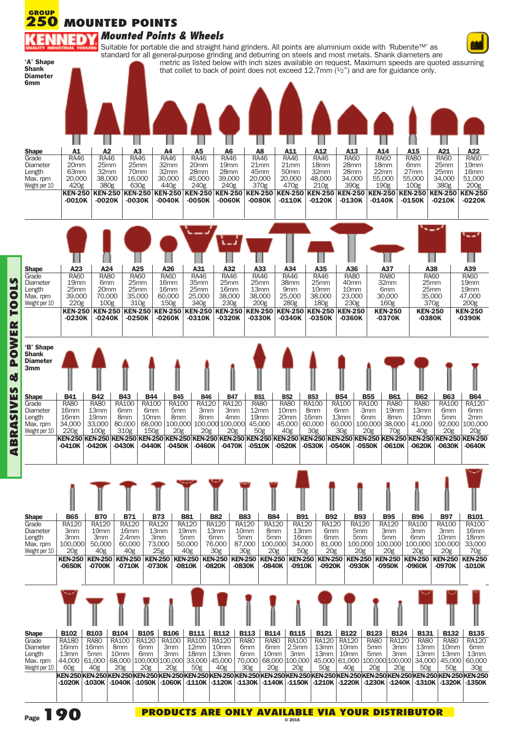# GROUP 250 MOUNTED POINTS

## KENNEDY — Mounted Points & Wheels

Suitable for portable die and straight hand grinders. All points are aluminium oxide with 'Rubenite™' as standard for all general-purpose grinding and deburring on steels and most metals. Shank diameters are metric as listed below with inch sizes available on request. Maximum speeds are quoted assuming that collet to back of point does not exceed 12.7mm (½") and are for guidance only.

**'A' Shape Shank Diameter 6mm**

| Shape | A1 | A2 | A3 | A4 | A5 | A6 | A8 | A11 | A12 | A13 | A14 | A15 | A21 | A22 |
|---|---|---|---|---|---|---|---|---|---|---|---|---|---|---|
| Grade | RA46 | RA46 | RA46 | RA46 | RA46 | RA46 | RA46 | RA46 | RA46 | RA60 | RA60 | RA80 | RA60 | RA60 |
| Diameter | 20mm | 25mm | 25mm | 32mm | 20mm | 19mm | 21mm | 21mm | 18mm | 28mm | 18mm | 6mm | 25mm | 19mm |
| Length | 63mm | 32mm | 70mm | 32mm | 28mm | 28mm | 45mm | 50mm | 32mm | 28mm | 22mm | 27mm | 25mm | 16mm |
| Max. rpm | 20,000 | 38,000 | 16,000 | 30,000 | 45,000 | 39,000 | 20,000 | 20,000 | 48,000 | 34,000 | 55,000 | 55,000 | 34,000 | 51,000 |
| Weight per 10 | 420g | 380g | 630g | 440g | 240g | 240g | 370g | 470g | 210g | 390g | 190g | 100g | 380g | 200g |
| | KEN-250-0010K | KEN-250-0020K | KEN-250-0030K | KEN-250-0040K | KEN-250-0050K | KEN-250-0060K | KEN-250-0080K | KEN-250-0110K | KEN-250-0120K | KEN-250-0130K | KEN-250-0140K | KEN-250-0150K | KEN-250-0210K | KEN-250-0220K |

| Shape | A23 | A24 | A25 | A26 | A31 | A32 | A33 | A34 | A35 | A36 | A37 | A38 | A39 |
|---|---|---|---|---|---|---|---|---|---|---|---|---|---|
| Grade | RA60 | RA80 | RA60 | RA60 | RA46 | RA46 | RA46 | RA46 | RA46 | RA80 | RA80 | RA60 | RA60 |
| Diameter | 19mm | 6mm | 25mm | 16mm | 35mm | 25mm | 25mm | 38mm | 25mm | 40mm | 32mm | 25mm | 19mm |
| Length | 25mm | 20mm | 25mm | 16mm | 25mm | 16mm | 13mm | 9mm | 10mm | 10mm | 6mm | 25mm | 19mm |
| Max. rpm | 39,000 | 70,000 | 35,000 | 60,000 | 25,000 | 38,000 | 38,000 | 25,000 | 38,000 | 23,000 | 30,000 | 35,000 | 47,000 |
| Weight per 10 | 220g | 100g | 310g | 150g | 340g | 230g | 200g | 280g | 180g | 230g | 160g | 370g | 200g |
| | KEN-250-0230K | KEN-250-0240K | KEN-250-0250K | KEN-250-0260K | KEN-250-0310K | KEN-250-0320K | KEN-250-0330K | KEN-250-0340K | KEN-250-0350K | KEN-250-0360K | KEN-250-0370K | KEN-250-0380K | KEN-250-0390K |

**'B' Shape Shank Diameter 3mm**

| Shape | B41 | B42 | B43 | B44 | B45 | B46 | B47 | B51 | B52 | B53 | B54 | B55 | B61 | B62 | B63 | B64 |
|---|---|---|---|---|---|---|---|---|---|---|---|---|---|---|---|---|
| Grade | RA80 | RA80 | RA100 | RA100 | RA100 | RA120 | RA120 | RA80 | RA80 | RA100 | RA100 | RA100 | RA80 | RA80 | RA100 | RA120 |
| Diameter | 16mm | 13mm | 6mm | 6mm | 5mm | 3mm | 3mm | 12mm | 10mm | 8mm | 6mm | 3mm | 19mm | 13mm | 6mm | 6mm |
| Length | 16mm | 19mm | 8mm | 10mm | 8mm | 8mm | 4mm | 19mm | 20mm | 16mm | 13mm | 6mm | 8mm | 10mm | 5mm | 2mm |
| Max. rpm | 34,000 | 33,000 | 80,000 | 68,000 | 100,000 | 100,000 | 100,000 | 45,000 | 45,000 | 60,000 | 60,000 | 100,000 | 38,000 | 41,000 | 92,000 | 100,000 |
| Weight per 10 | 220g | 100g | 310g | 150g | 20g | 20g | 20g | 50g | 40g | 30g | 30g | 20g | 70g | 40g | 20g | 20g |
| | KEN-250-0410K | KEN-250-0420K | KEN-250-0430K | KEN-250-0440K | KEN-250-0450K | KEN-250-0460K | KEN-250-0470K | KEN-250-0510K | KEN-250-0520K | KEN-250-0530K | KEN-250-0540K | KEN-250-0550K | KEN-250-0610K | KEN-250-0620K | KEN-250-0630K | KEN-250-0640K |

| Shape | B65 | B70 | B71 | B73 | B81 | B82 | B83 | B84 | B91 | B92 | B93 | B95 | B96 | B97 | B101 |
|---|---|---|---|---|---|---|---|---|---|---|---|---|---|---|---|
| Grade | RA120 | RA120 | RA120 | RA120 | RA120 | RA120 | RA120 | RA120 | RA120 | RA120 | RA120 | RA120 | RA100 | RA100 | RA100 |
| Diameter | 3mm | 19mm | 16mm | 13mm | 19mm | 13mm | 10mm | 8mm | 13mm | 6mm | 5mm | 3mm | 3mm | 3mm | 16mm |
| Length | 3mm | 3mm | 2.4mm | 3mm | 5mm | 6mm | 5mm | 5mm | 16mm | 6mm | 5mm | 5mm | 6mm | 10mm | 18mm |
| Max. rpm | 100,000 | 50,000 | 60,000 | 73,000 | 50,000 | 76,000 | 87,000 | 100,000 | 34,000 | 81,000 | 100,000 | 100,000 | 100,000 | 100,000 | 33,000 |
| Weight per 10 | 20g | 40g | 40g | 25g | 40g | 30g | 30g | 20g | 50g | 20g | 20g | 20g | 20g | 20g | 70g |
| | KEN-250-0650K | KEN-250-0700K | KEN-250-0710K | KEN-250-0730K | KEN-250-0810K | KEN-250-0820K | KEN-250-0830K | KEN-250-0840K | KEN-250-0910K | KEN-250-0920K | KEN-250-0930K | KEN-250-0950K | KEN-250-0960K | KEN-250-0970K | KEN-250-1010K |

| Shape | B102 | B103 | B104 | B105 | B106 | B111 | B112 | B113 | B114 | B115 | B121 | B122 | B123 | B124 | B131 | B132 | B135 |
|---|---|---|---|---|---|---|---|---|---|---|---|---|---|---|---|---|---|
| Grade | RA180 | RA80 | RA100 | RA120 | RA100 | RA100 | RA120 | RA80 | RA80 | RA100 | RA120 | RA120 | RA80 | RA120 | RA80 | RA80 | RA120 |
| Diameter | 16mm | 16mm | 8mm | 6mm | 3mm | 12mm | 10mm | 6mm | 6mm | 2.5mm | 13mm | 10mm | 5mm | 3mm | 13mm | 10mm | 6mm |
| Length | 13mm | 5mm | 10mm | 6mm | 3mm | 18mm | 13mm | 6mm | 10mm | 3mm | 13mm | 10mm | 5mm | 3mm | 13mm | 13mm | 13mm |
| Max. rpm | 44,000 | 61,000 | 68,000 | 100,000 | 100,000 | 33,000 | 45,000 | 70,000 | 68,000 | 100,000 | 45,000 | 61,000 | 100,000 | 100,000 | 34,000 | 45,000 | 60,000 |
| Weight per 10 | 60g | 40g | 20g | 20g | 20g | 50g | 40g | 30g | 20g | 20g | 50g | 40g | 20g | 20g | 50g | 50g | 30g |
| | KEN-250-1020K | KEN-250-1030K | KEN-250-1040K | KEN-250-1050K | KEN-250-1060K | KEN-250-1110K | KEN-250-1120K | KEN-250-1130K | KEN-250-1140K | KEN-250-1150K | KEN-250-1210K | KEN-250-1220K | KEN-250-1230K | KEN-250-1240K | KEN-250-1310K | KEN-250-1320K | KEN-250-1350K |

**PRODUCTS ARE ONLY AVAILABLE VIA YOUR DISTRIBUTOR**

© 2016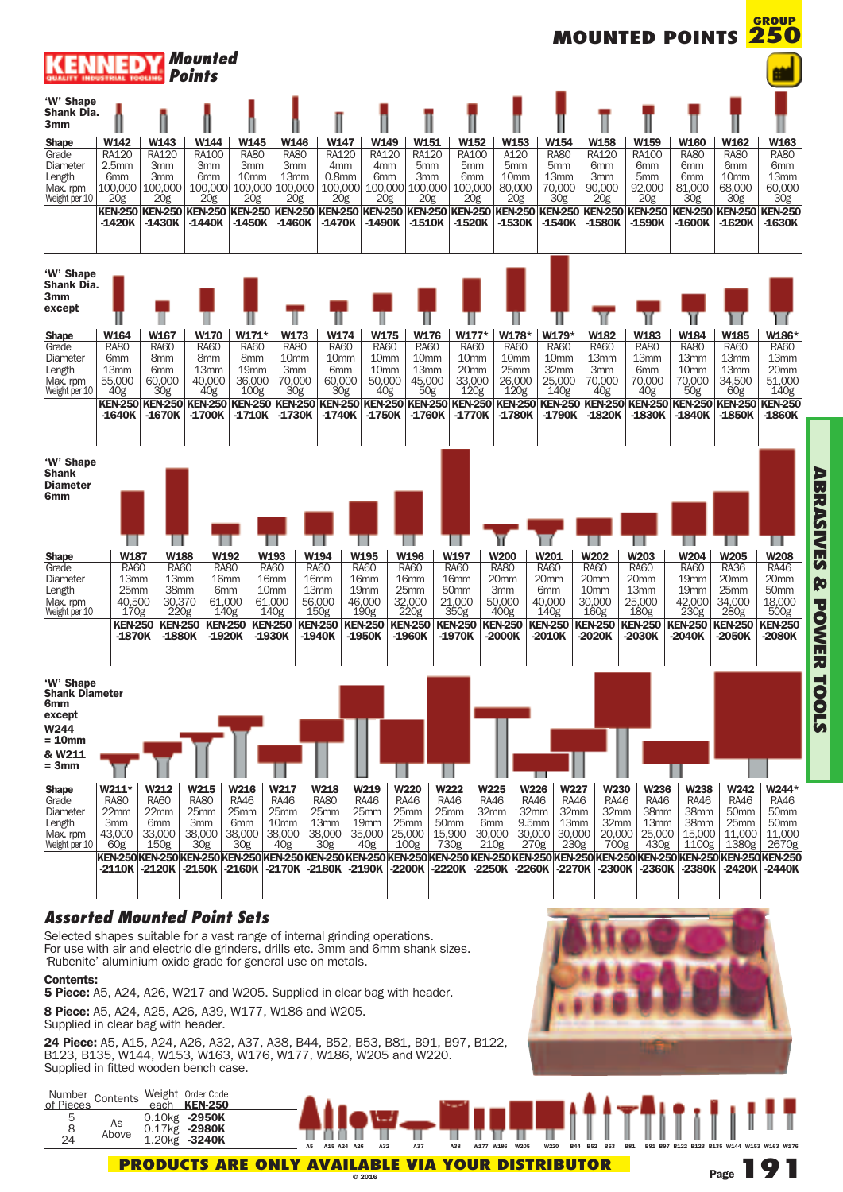# MOUNTED POINTS

GROUP 250

**KENNEDY** *Mounted Points*

**'W' Shape Shank Dia. 3mm**

| Shape | W142 | W143 | W144 | W145 | W146 | W147 | W149 | W151 | W152 | W153 | W154 | W158 | W159 | W160 | W162 | W163 |
|---|---|---|---|---|---|---|---|---|---|---|---|---|---|---|---|---|
| Grade | RA120 | RA120 | RA100 | RA80 | RA80 | RA120 | RA120 | RA120 | RA100 | A120 | RA80 | RA120 | RA100 | RA80 | RA80 | RA80 |
| Diameter | 2.5mm | 3mm | 3mm | 3mm | 3mm | 4mm | 4mm | 5mm | 5mm | 5mm | 5mm | 6mm | 6mm | 6mm | 6mm | 6mm |
| Length | 6mm | 3mm | 6mm | 10mm | 13mm | 0.8mm | 6mm | 3mm | 6mm | 10mm | 13mm | 3mm | 5mm | 6mm | 10mm | 13mm |
| Max. rpm | 100,000 | 100,000 | 100,000 | 100,000 | 100,000 | 100,000 | 100,000 | 100,000 | 100,000 | 80,000 | 70,000 | 90,000 | 92,000 | 81,000 | 68,000 | 60,000 |
| Weight per 10 | 20g | 20g | 20g | 20g | 20g | 20g | 20g | 20g | 20g | 20g | 30g | 20g | 20g | 30g | 30g | 30g |
| | KEN-250 -1420K | KEN-250 -1430K | KEN-250 -1440K | KEN-250 -1450K | KEN-250 -1460K | KEN-250 -1470K | KEN-250 -1490K | KEN-250 -1510K | KEN-250 -1520K | KEN-250 -1530K | KEN-250 -1540K | KEN-250 -1580K | KEN-250 -1590K | KEN-250 -1600K | KEN-250 -1620K | KEN-250 -1630K |

**'W' Shape Shank Dia. 3mm except**

| Shape | W164 | W167 | W170 | W171* | W173 | W174 | W175 | W176 | W177* | W178* | W179* | W182 | W183 | W184 | W185 | W186* |
|---|---|---|---|---|---|---|---|---|---|---|---|---|---|---|---|---|
| Grade | RA80 | RA60 | RA60 | RA60 | RA80 | RA60 | RA60 | RA60 | RA60 | RA60 | RA60 | RA60 | RA80 | RA80 | RA60 | RA60 |
| Diameter | 6mm | 8mm | 8mm | 8mm | 10mm | 10mm | 10mm | 10mm | 10mm | 10mm | 10mm | 13mm | 13mm | 13mm | 13mm | 13mm |
| Length | 13mm | 6mm | 13mm | 19mm | 3mm | 6mm | 10mm | 13mm | 20mm | 25mm | 32mm | 3mm | 6mm | 10mm | 13mm | 20mm |
| Max. rpm | 55,000 | 60,000 | 40,000 | 36,000 | 70,000 | 60,000 | 50,000 | 45,000 | 33,000 | 26,000 | 25,000 | 70,000 | 70,000 | 70,000 | 34,500 | 51,000 |
| Weight per 10 | 40g | 30g | 40g | 100g | 30g | 30g | 40g | 50g | 120g | 120g | 140g | 40g | 40g | 50g | 60g | 140g |
| | KEN-250 -1640K | KEN-250 -1670K | KEN-250 -1700K | KEN-250 -1710K | KEN-250 -1730K | KEN-250 -1740K | KEN-250 -1750K | KEN-250 -1760K | KEN-250 -1770K | KEN-250 -1780K | KEN-250 -1790K | KEN-250 -1820K | KEN-250 -1830K | KEN-250 -1840K | KEN-250 -1850K | KEN-250 -1860K |

**'W' Shape Shank Diameter 6mm**

| Shape | W187 | W188 | W192 | W193 | W194 | W195 | W196 | W197 | W200 | W201 | W202 | W203 | W204 | W205 | W208 |
|---|---|---|---|---|---|---|---|---|---|---|---|---|---|---|---|
| Grade | RA60 | RA60 | RA80 | RA60 | RA60 | RA60 | RA60 | RA60 | RA80 | RA60 | RA60 | RA60 | RA60 | RA36 | RA46 |
| Diameter | 13mm | 13mm | 16mm | 16mm | 16mm | 16mm | 16mm | 16mm | 20mm | 20mm | 20mm | 20mm | 19mm | 20mm | 20mm |
| Length | 25mm | 38mm | 6mm | 10mm | 13mm | 19mm | 25mm | 50mm | 3mm | 6mm | 10mm | 13mm | 19mm | 25mm | 50mm |
| Max. rpm | 40,500 | 30,370 | 61,000 | 61,000 | 56,000 | 46,000 | 32,000 | 21,000 | 50,000 | 40,000 | 30,000 | 25,000 | 42,000 | 34,000 | 18,000 |
| Weight per 10 | 170g | 220g | 140g | 140g | 150g | 190g | 220g | 350g | 400g | 140g | 160g | 180g | 230g | 280g | 500g |
| | KEN-250 -1870K | KEN-250 -1880K | KEN-250 -1920K | KEN-250 -1930K | KEN-250 -1940K | KEN-250 -1950K | KEN-250 -1960K | KEN-250 -1970K | KEN-250 -2000K | KEN-250 -2010K | KEN-250 -2020K | KEN-250 -2030K | KEN-250 -2040K | KEN-250 -2050K | KEN-250 -2080K |

**'W' Shape Shank Diameter 6mm except W244 = 10mm & W211 = 3mm**

| Shape | W211* | W212 | W215 | W216 | W217 | W218 | W219 | W220 | W222 | W225 | W226 | W227 | W230 | W236 | W238 | W242 | W244* |
|---|---|---|---|---|---|---|---|---|---|---|---|---|---|---|---|---|---|
| Grade | RA80 | RA60 | RA80 | RA46 | RA46 | RA80 | RA46 | RA46 | RA46 | RA46 | RA46 | RA46 | RA46 | RA46 | RA46 | RA46 | RA46 |
| Diameter | 22mm | 22mm | 25mm | 25mm | 25mm | 25mm | 25mm | 25mm | 25mm | 32mm | 32mm | 32mm | 32mm | 38mm | 38mm | 50mm | 50mm |
| Length | 3mm | 6mm | 3mm | 6mm | 10mm | 13mm | 19mm | 25mm | 50mm | 6mm | 9.5mm | 13mm | 32mm | 13mm | 38mm | 25mm | 50mm |
| Max. rpm | 43,000 | 33,000 | 38,000 | 38,000 | 38,000 | 38,000 | 35,000 | 25,000 | 15,900 | 30,000 | 30,000 | 30,000 | 20,000 | 25,000 | 15,000 | 11,000 | 11,000 |
| Weight per 10 | 60g | 150g | 30g | 30g | 40g | 30g | 40g | 100g | 730g | 210g | 270g | 230g | 700g | 430g | 1100g | 1380g | 2670g |
| | KEN-250 -2110K | KEN-250 -2120K | KEN-250 -2150K | KEN-250 -2160K | KEN-250 -2170K | KEN-250 -2180K | KEN-250 -2190K | KEN-250 -2200K | KEN-250 -2220K | KEN-250 -2250K | KEN-250 -2260K | KEN-250 -2270K | KEN-250 -2300K | KEN-250 -2360K | KEN-250 -2380K | KEN-250 -2420K | KEN-250 -2440K |

ABRASIVES & POWER TOOLS

## Assorted Mounted Point Sets

Selected shapes suitable for a vast range of internal grinding operations.
For use with air and electric die grinders, drills etc. 3mm and 6mm shank sizes.
'Rubenite' aluminium oxide grade for general use on metals.

**Contents:**

**5 Piece:** A5, A24, A26, W217 and W205. Supplied in clear bag with header.

**8 Piece:** A5, A24, A25, A26, A39, W177, W186 and W205.
Supplied in clear bag with header.

**24 Piece:** A5, A15, A24, A26, A32, A37, A38, B44, B52, B53, B81, B91, B97, B122, B123, B135, W144, W153, W163, W176, W177, W186, W205 and W220.
Supplied in fitted wooden bench case.

| Number of Pieces | Contents | Weight each | Order Code KEN-250 |
|---|---|---|---|
| 5 | As Above | 0.10kg | -2950K |
| 8 | | 0.17kg | -2980K |
| 24 | | 1.20kg | -3240K |

A5 A15 A24 A26 A32 A37 A38 W177 W186 W205 W220 B44 B52 B53 B81 B91 B97 B122 B123 B135 W144 W153 W163 W176

**PRODUCTS ARE ONLY AVAILABLE VIA YOUR DISTRIBUTOR**

© 2016